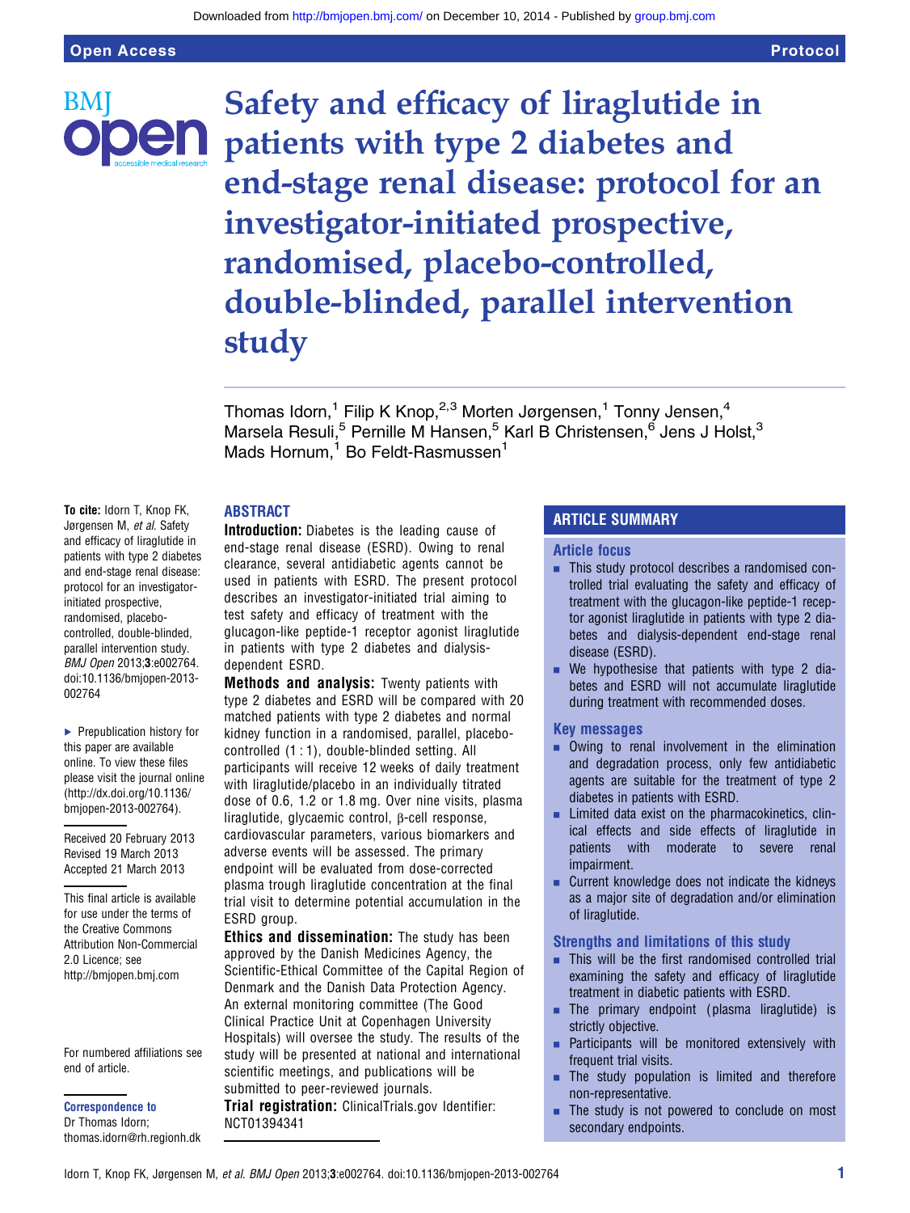Open Access Protocol

# Safety and efficacy of liraglutide in patients with type 2 diabetes and end-stage renal disease: protocol for an investigator-initiated prospective, randomised, placebo-controlled, double-blinded, parallel intervention study

Thomas Idorn,[1] Filip K Knop,[2,3] Morten Jørgensen,[1] Tonny Jensen,[4] Marsela Resuli,[5] Pernille M Hansen,[5] Karl B Christensen,[6] Jens J Holst,[3] Mads Hornum,[1] Bo Feldt-Rasmussen[1]

**To cite:** Idorn T, Knop FK, Jørgensen M, *et al*. Safety and efficacy of liraglutide in patients with type 2 diabetes and end-stage renal disease: protocol for an investigator-initiated prospective, randomised, placebo-controlled, double-blinded, parallel intervention study. *BMJ Open* 2013;**3**:e002764. doi:10.1136/bmjopen-2013-002764

► Prepublication history for this paper are available online. To view these files please visit the journal online (http://dx.doi.org/10.1136/bmjopen-2013-002764).

Received 20 February 2013
Revised 19 March 2013
Accepted 21 March 2013

This final article is available for use under the terms of the Creative Commons Attribution Non-Commercial 2.0 Licence; see http://bmjopen.bmj.com

For numbered affiliations see end of article.

**Correspondence to**
Dr Thomas Idorn;
thomas.idorn@rh.regionh.dk

## ABSTRACT

**Introduction:** Diabetes is the leading cause of end-stage renal disease (ESRD). Owing to renal clearance, several antidiabetic agents cannot be used in patients with ESRD. The present protocol describes an investigator-initiated trial aiming to test safety and efficacy of treatment with the glucagon-like peptide-1 receptor agonist liraglutide in patients with type 2 diabetes and dialysis-dependent ESRD.

**Methods and analysis:** Twenty patients with type 2 diabetes and ESRD will be compared with 20 matched patients with type 2 diabetes and normal kidney function in a randomised, parallel, placebo-controlled (1 : 1), double-blinded setting. All participants will receive 12 weeks of daily treatment with liraglutide/placebo in an individually titrated dose of 0.6, 1.2 or 1.8 mg. Over nine visits, plasma liraglutide, glycaemic control, β-cell response, cardiovascular parameters, various biomarkers and adverse events will be assessed. The primary endpoint will be evaluated from dose-corrected plasma trough liraglutide concentration at the final trial visit to determine potential accumulation in the ESRD group.

**Ethics and dissemination:** The study has been approved by the Danish Medicines Agency, the Scientific-Ethical Committee of the Capital Region of Denmark and the Danish Data Protection Agency. An external monitoring committee (The Good Clinical Practice Unit at Copenhagen University Hospitals) will oversee the study. The results of the study will be presented at national and international scientific meetings, and publications will be submitted to peer-reviewed journals.

**Trial registration:** ClinicalTrials.gov Identifier: NCT01394341

## ARTICLE SUMMARY

### Article focus

- This study protocol describes a randomised controlled trial evaluating the safety and efficacy of treatment with the glucagon-like peptide-1 receptor agonist liraglutide in patients with type 2 diabetes and dialysis-dependent end-stage renal disease (ESRD).
- We hypothesise that patients with type 2 diabetes and ESRD will not accumulate liraglutide during treatment with recommended doses.

### Key messages

- Owing to renal involvement in the elimination and degradation process, only few antidiabetic agents are suitable for the treatment of type 2 diabetes in patients with ESRD.
- Limited data exist on the pharmacokinetics, clinical effects and side effects of liraglutide in patients with moderate to severe renal impairment.
- Current knowledge does not indicate the kidneys as a major site of degradation and/or elimination of liraglutide.

### Strengths and limitations of this study

- This will be the first randomised controlled trial examining the safety and efficacy of liraglutide treatment in diabetic patients with ESRD.
- The primary endpoint (plasma liraglutide) is strictly objective.
- Participants will be monitored extensively with frequent trial visits.
- The study population is limited and therefore non-representative.
- The study is not powered to conclude on most secondary endpoints.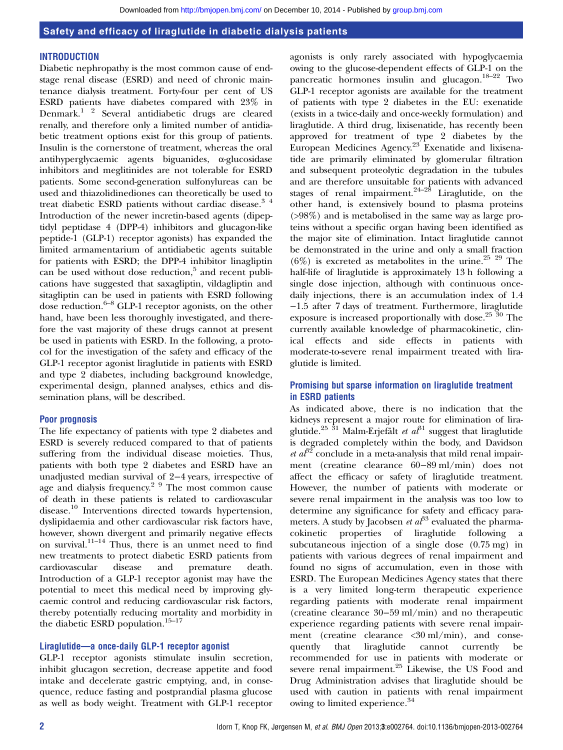## INTRODUCTION

Diabetic nephropathy is the most common cause of end-stage renal disease (ESRD) and need of chronic maintenance dialysis treatment. Forty-four per cent of US ESRD patients have diabetes compared with 23% in Denmark.[1 2] Several antidiabetic drugs are cleared renally, and therefore only a limited number of antidiabetic treatment options exist for this group of patients. Insulin is the cornerstone of treatment, whereas the oral antihyperglycaemic agents biguanides, α-glucosidase inhibitors and meglitinides are not tolerable for ESRD patients. Some second-generation sulfonylureas can be used and thiazolidinediones can theoretically be used to treat diabetic ESRD patients without cardiac disease.[3 4] Introduction of the newer incretin-based agents (dipeptidyl peptidase 4 (DPP-4) inhibitors and glucagon-like peptide-1 (GLP-1) receptor agonists) has expanded the limited armamentarium of antidiabetic agents suitable for patients with ESRD; the DPP-4 inhibitor linagliptin can be used without dose reduction,[5] and recent publications have suggested that saxagliptin, vildagliptin and sitagliptin can be used in patients with ESRD following dose reduction.[6–8] GLP-1 receptor agonists, on the other hand, have been less thoroughly investigated, and therefore the vast majority of these drugs cannot at present be used in patients with ESRD. In the following, a protocol for the investigation of the safety and efficacy of the GLP-1 receptor agonist liraglutide in patients with ESRD and type 2 diabetes, including background knowledge, experimental design, planned analyses, ethics and dissemination plans, will be described.

### Poor prognosis

The life expectancy of patients with type 2 diabetes and ESRD is severely reduced compared to that of patients suffering from the individual disease moieties. Thus, patients with both type 2 diabetes and ESRD have an unadjusted median survival of 2–4 years, irrespective of age and dialysis frequency.[2 9] The most common cause of death in these patients is related to cardiovascular disease.[10] Interventions directed towards hypertension, dyslipidaemia and other cardiovascular risk factors have, however, shown divergent and primarily negative effects on survival.[11–14] Thus, there is an unmet need to find new treatments to protect diabetic ESRD patients from cardiovascular disease and premature death. Introduction of a GLP-1 receptor agonist may have the potential to meet this medical need by improving glycaemic control and reducing cardiovascular risk factors, thereby potentially reducing mortality and morbidity in the diabetic ESRD population.[15–17]

### Liraglutide—a once-daily GLP-1 receptor agonist

GLP-1 receptor agonists stimulate insulin secretion, inhibit glucagon secretion, decrease appetite and food intake and decelerate gastric emptying, and, in consequence, reduce fasting and postprandial plasma glucose as well as body weight. Treatment with GLP-1 receptor agonists is only rarely associated with hypoglycaemia owing to the glucose-dependent effects of GLP-1 on the pancreatic hormones insulin and glucagon.[18–22] Two GLP-1 receptor agonists are available for the treatment of patients with type 2 diabetes in the EU: exenatide (exists in a twice-daily and once-weekly formulation) and liraglutide. A third drug, lixisenatide, has recently been approved for treatment of type 2 diabetes by the European Medicines Agency.[23] Exenatide and lixisenatide are primarily eliminated by glomerular filtration and subsequent proteolytic degradation in the tubules and are therefore unsuitable for patients with advanced stages of renal impairment.[24–28] Liraglutide, on the other hand, is extensively bound to plasma proteins (>98%) and is metabolised in the same way as large proteins without a specific organ having been identified as the major site of elimination. Intact liraglutide cannot be demonstrated in the urine and only a small fraction (6%) is excreted as metabolites in the urine.[25 29] The half-life of liraglutide is approximately 13 h following a single dose injection, although with continuous once-daily injections, there is an accumulation index of 1.4−1.5 after 7 days of treatment. Furthermore, liraglutide exposure is increased proportionally with dose.[25 30] The currently available knowledge of pharmacokinetic, clinical effects and side effects in patients with moderate-to-severe renal impairment treated with liraglutide is limited.

### Promising but sparse information on liraglutide treatment in ESRD patients

As indicated above, there is no indication that the kidneys represent a major route for elimination of liraglutide.[25 31] Malm-Erjefält *et al*[31] suggest that liraglutide is degraded completely within the body, and Davidson *et al*[32] conclude in a meta-analysis that mild renal impairment (creatine clearance 60−89 ml/min) does not affect the efficacy or safety of liraglutide treatment. However, the number of patients with moderate or severe renal impairment in the analysis was too low to determine any significance for safety and efficacy parameters. A study by Jacobsen *et al*[33] evaluated the pharmacokinetic properties of liraglutide following a subcutaneous injection of a single dose (0.75 mg) in patients with various degrees of renal impairment and found no signs of accumulation, even in those with ESRD. The European Medicines Agency states that there is a very limited long-term therapeutic experience regarding patients with moderate renal impairment (creatine clearance 30−59 ml/min) and no therapeutic experience regarding patients with severe renal impairment (creatine clearance <30 ml/min), and consequently that liraglutide cannot currently be recommended for use in patients with moderate or severe renal impairment.[25] Likewise, the US Food and Drug Administration advises that liraglutide should be used with caution in patients with renal impairment owing to limited experience.[34]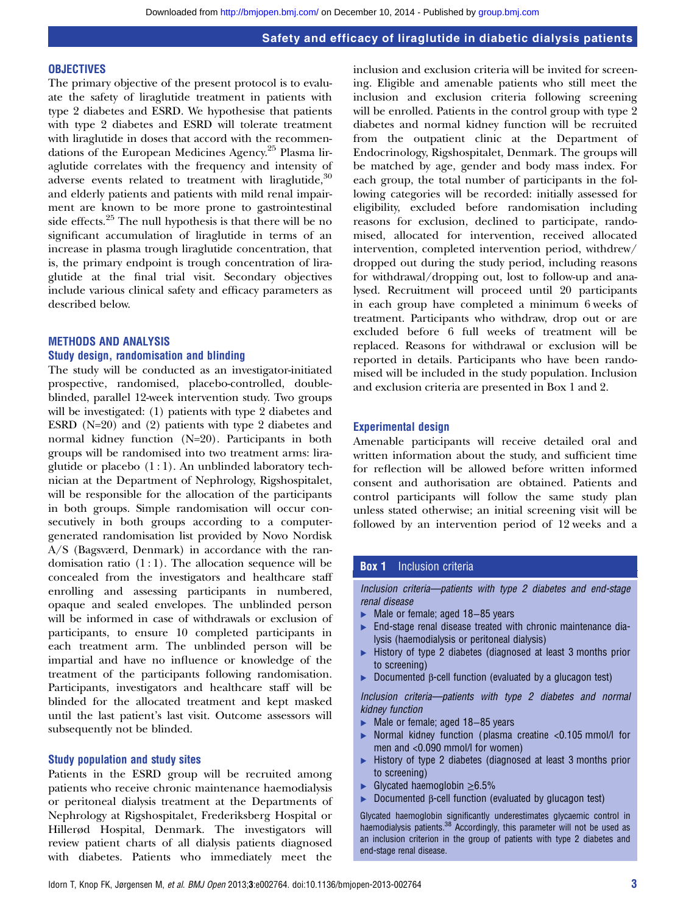## OBJECTIVES

The primary objective of the present protocol is to evaluate the safety of liraglutide treatment in patients with type 2 diabetes and ESRD. We hypothesise that patients with type 2 diabetes and ESRD will tolerate treatment with liraglutide in doses that accord with the recommendations of the European Medicines Agency.[25] Plasma liraglutide correlates with the frequency and intensity of adverse events related to treatment with liraglutide,[30] and elderly patients and patients with mild renal impairment are known to be more prone to gastrointestinal side effects.[25] The null hypothesis is that there will be no significant accumulation of liraglutide in terms of an increase in plasma trough liraglutide concentration, that is, the primary endpoint is trough concentration of liraglutide at the final trial visit. Secondary objectives include various clinical safety and efficacy parameters as described below.

## METHODS AND ANALYSIS

### Study design, randomisation and blinding

The study will be conducted as an investigator-initiated prospective, randomised, placebo-controlled, double-blinded, parallel 12-week intervention study. Two groups will be investigated: (1) patients with type 2 diabetes and ESRD (N=20) and (2) patients with type 2 diabetes and normal kidney function (N=20). Participants in both groups will be randomised into two treatment arms: liraglutide or placebo (1 : 1). An unblinded laboratory technician at the Department of Nephrology, Rigshospitalet, will be responsible for the allocation of the participants in both groups. Simple randomisation will occur consecutively in both groups according to a computer-generated randomisation list provided by Novo Nordisk A/S (Bagsværd, Denmark) in accordance with the randomisation ratio (1 : 1). The allocation sequence will be concealed from the investigators and healthcare staff enrolling and assessing participants in numbered, opaque and sealed envelopes. The unblinded person will be informed in case of withdrawals or exclusion of participants, to ensure 10 completed participants in each treatment arm. The unblinded person will be impartial and have no influence or knowledge of the treatment of the participants following randomisation. Participants, investigators and healthcare staff will be blinded for the allocated treatment and kept masked until the last patient's last visit. Outcome assessors will subsequently not be blinded.

### Study population and study sites

Patients in the ESRD group will be recruited among patients who receive chronic maintenance haemodialysis or peritoneal dialysis treatment at the Departments of Nephrology at Rigshospitalet, Frederiksberg Hospital or Hillerød Hospital, Denmark. The investigators will review patient charts of all dialysis patients diagnosed with diabetes. Patients who immediately meet the inclusion and exclusion criteria will be invited for screening. Eligible and amenable patients who still meet the inclusion and exclusion criteria following screening will be enrolled. Patients in the control group with type 2 diabetes and normal kidney function will be recruited from the outpatient clinic at the Department of Endocrinology, Rigshospitalet, Denmark. The groups will be matched by age, gender and body mass index. For each group, the total number of participants in the following categories will be recorded: initially assessed for eligibility, excluded before randomisation including reasons for exclusion, declined to participate, randomised, allocated for intervention, received allocated intervention, completed intervention period, withdrew/dropped out during the study period, including reasons for withdrawal/dropping out, lost to follow-up and analysed. Recruitment will proceed until 20 participants in each group have completed a minimum 6 weeks of treatment. Participants who withdraw, drop out or are excluded before 6 full weeks of treatment will be replaced. Reasons for withdrawal or exclusion will be reported in details. Participants who have been randomised will be included in the study population. Inclusion and exclusion criteria are presented in Box 1 and 2.

### Experimental design

Amenable participants will receive detailed oral and written information about the study, and sufficient time for reflection will be allowed before written informed consent and authorisation are obtained. Patients and control participants will follow the same study plan unless stated otherwise; an initial screening visit will be followed by an intervention period of 12 weeks and a

**Box 1 Inclusion criteria**

*Inclusion criteria—patients with type 2 diabetes and end-stage renal disease*

- Male or female; aged 18−85 years
- End-stage renal disease treated with chronic maintenance dialysis (haemodialysis or peritoneal dialysis)
- History of type 2 diabetes (diagnosed at least 3 months prior to screening)
- Documented β-cell function (evaluated by a glucagon test)

*Inclusion criteria—patients with type 2 diabetes and normal kidney function*

- Male or female; aged 18−85 years
- Normal kidney function (plasma creatine <0.105 mmol/l for men and <0.090 mmol/l for women)
- History of type 2 diabetes (diagnosed at least 3 months prior to screening)
- Glycated haemoglobin ≥6.5%
- Documented β-cell function (evaluated by glucagon test)

Glycated haemoglobin significantly underestimates glycaemic control in haemodialysis patients.[38] Accordingly, this parameter will not be used as an inclusion criterion in the group of patients with type 2 diabetes and end-stage renal disease.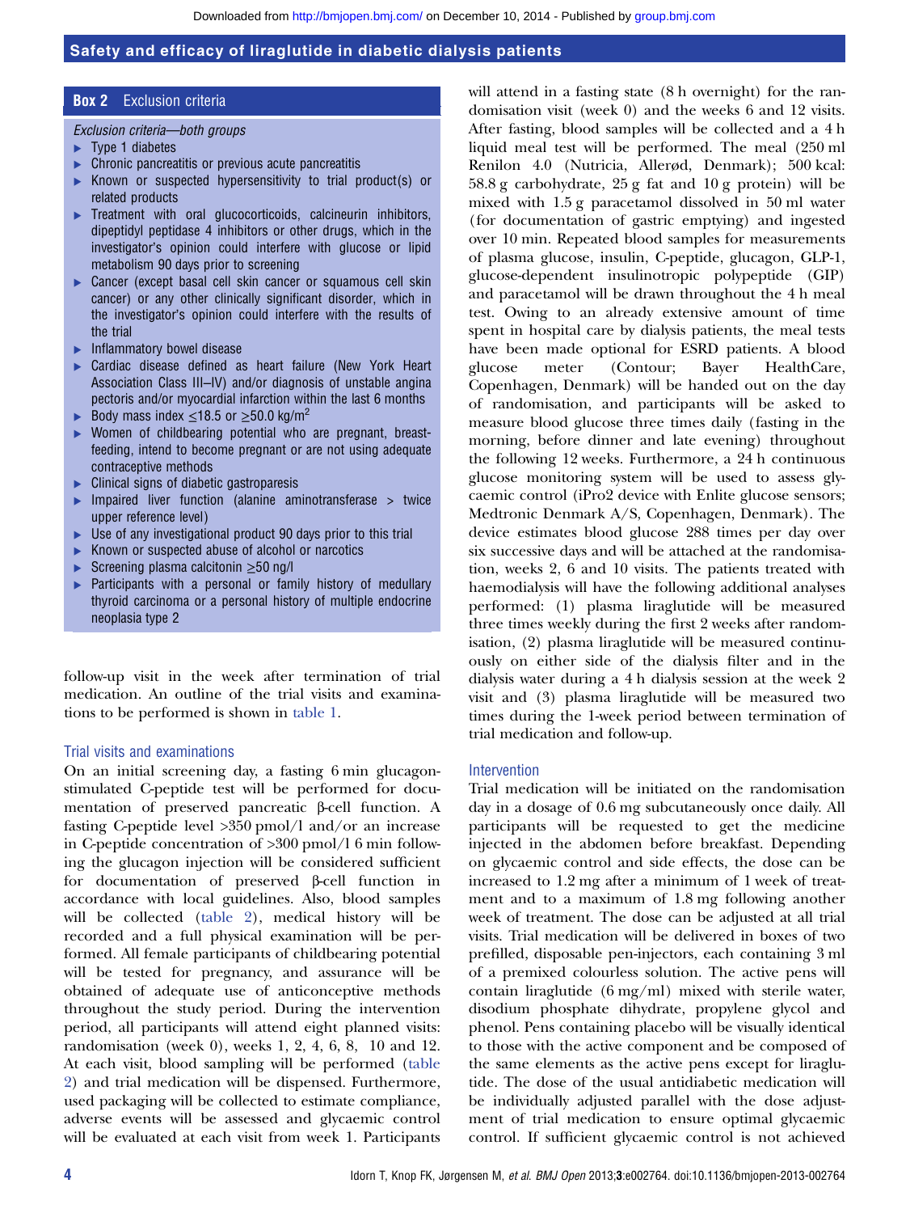**Box 2 Exclusion criteria**

*Exclusion criteria—both groups*

- Type 1 diabetes
- Chronic pancreatitis or previous acute pancreatitis
- Known or suspected hypersensitivity to trial product(s) or related products
- Treatment with oral glucocorticoids, calcineurin inhibitors, dipeptidyl peptidase 4 inhibitors or other drugs, which in the investigator's opinion could interfere with glucose or lipid metabolism 90 days prior to screening
- Cancer (except basal cell skin cancer or squamous cell skin cancer) or any other clinically significant disorder, which in the investigator's opinion could interfere with the results of the trial
- Inflammatory bowel disease
- Cardiac disease defined as heart failure (New York Heart Association Class III–IV) and/or diagnosis of unstable angina pectoris and/or myocardial infarction within the last 6 months
- Body mass index ≤18.5 or ≥50.0 kg/m$^2$
- Women of childbearing potential who are pregnant, breast-feeding, intend to become pregnant or are not using adequate contraceptive methods
- Clinical signs of diabetic gastroparesis
- Impaired liver function (alanine aminotransferase > twice upper reference level)
- Use of any investigational product 90 days prior to this trial
- Known or suspected abuse of alcohol or narcotics
- Screening plasma calcitonin ≥50 ng/l
- Participants with a personal or family history of medullary thyroid carcinoma or a personal history of multiple endocrine neoplasia type 2

follow-up visit in the week after termination of trial medication. An outline of the trial visits and examinations to be performed is shown in table 1.

### Trial visits and examinations

On an initial screening day, a fasting 6 min glucagon-stimulated C-peptide test will be performed for documentation of preserved pancreatic β-cell function. A fasting C-peptide level >350 pmol/l and/or an increase in C-peptide concentration of >300 pmol/l 6 min following the glucagon injection will be considered sufficient for documentation of preserved β-cell function in accordance with local guidelines. Also, blood samples will be collected (table 2), medical history will be recorded and a full physical examination will be performed. All female participants of childbearing potential will be tested for pregnancy, and assurance will be obtained of adequate use of anticonceptive methods throughout the study period. During the intervention period, all participants will attend eight planned visits: randomisation (week 0), weeks 1, 2, 4, 6, 8, 10 and 12. At each visit, blood sampling will be performed (table 2) and trial medication will be dispensed. Furthermore, used packaging will be collected to estimate compliance, adverse events will be assessed and glycaemic control will be evaluated at each visit from week 1. Participants will attend in a fasting state (8 h overnight) for the randomisation visit (week 0) and the weeks 6 and 12 visits. After fasting, blood samples will be collected and a 4 h liquid meal test will be performed. The meal (250 ml Renilon 4.0 (Nutricia, Allerød, Denmark); 500 kcal: 58.8 g carbohydrate, 25 g fat and 10 g protein) will be mixed with 1.5 g paracetamol dissolved in 50 ml water (for documentation of gastric emptying) and ingested over 10 min. Repeated blood samples for measurements of plasma glucose, insulin, C-peptide, glucagon, GLP-1, glucose-dependent insulinotropic polypeptide (GIP) and paracetamol will be drawn throughout the 4 h meal test. Owing to an already extensive amount of time spent in hospital care by dialysis patients, the meal tests have been made optional for ESRD patients. A blood glucose meter (Contour; Bayer HealthCare, Copenhagen, Denmark) will be handed out on the day of randomisation, and participants will be asked to measure blood glucose three times daily (fasting in the morning, before dinner and late evening) throughout the following 12 weeks. Furthermore, a 24 h continuous glucose monitoring system will be used to assess glycaemic control (iPro2 device with Enlite glucose sensors; Medtronic Denmark A/S, Copenhagen, Denmark). The device estimates blood glucose 288 times per day over six successive days and will be attached at the randomisation, weeks 2, 6 and 10 visits. The patients treated with haemodialysis will have the following additional analyses performed: (1) plasma liraglutide will be measured three times weekly during the first 2 weeks after randomisation, (2) plasma liraglutide will be measured continuously on either side of the dialysis filter and in the dialysis water during a 4 h dialysis session at the week 2 visit and (3) plasma liraglutide will be measured two times during the 1-week period between termination of trial medication and follow-up.

### Intervention

Trial medication will be initiated on the randomisation day in a dosage of 0.6 mg subcutaneously once daily. All participants will be requested to get the medicine injected in the abdomen before breakfast. Depending on glycaemic control and side effects, the dose can be increased to 1.2 mg after a minimum of 1 week of treatment and to a maximum of 1.8 mg following another week of treatment. The dose can be adjusted at all trial visits. Trial medication will be delivered in boxes of two prefilled, disposable pen-injectors, each containing 3 ml of a premixed colourless solution. The active pens will contain liraglutide (6 mg/ml) mixed with sterile water, disodium phosphate dihydrate, propylene glycol and phenol. Pens containing placebo will be visually identical to those with the active component and be composed of the same elements as the active pens except for liraglutide. The dose of the usual antidiabetic medication will be individually adjusted parallel with the dose adjustment of trial medication to ensure optimal glycaemic control. If sufficient glycaemic control is not achieved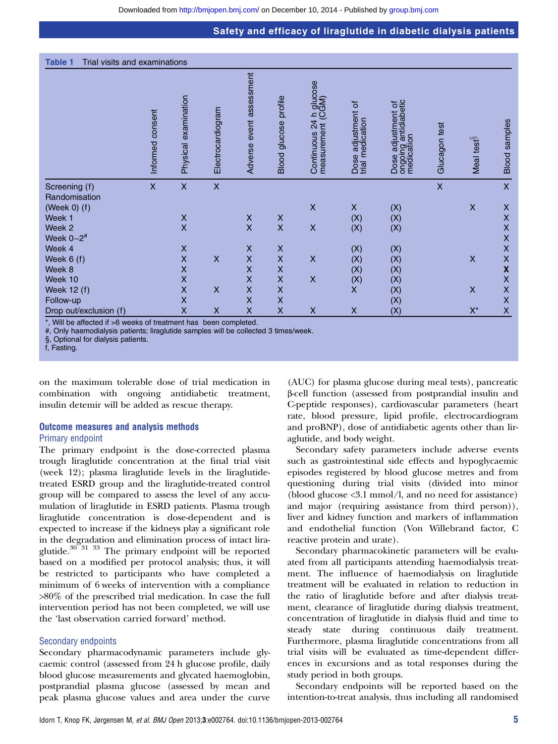**Table 1** Trial visits and examinations

| | Informed consent | Physical examination | Electrocardiogram | Adverse event assessment | Blood glucose profile | Continuous 24 h glucose measurement (CGM) | Dose adjustment of trial medication | Dose adjustment of ongoing antidiabetic medication | Glucagon test | Meal test§ | Blood samples |
|---|---|---|---|---|---|---|---|---|---|---|---|
| Screening (f) | X | X | X | | | | | | X | | X |
| Randomisation (Week 0) (f) | | | | | | X | X | (X) | | X | X |
| Week 1 | | X | | X | X | | (X) | (X) | | | X |
| Week 2 | | X | | X | X | X | (X) | (X) | | | X |
| Week 0–2# | | | | | | | | | | | X |
| Week 4 | | X | | X | X | | (X) | (X) | | | X |
| Week 6 (f) | | X | X | X | X | X | (X) | (X) | | X | X |
| Week 8 | | X | | X | X | | (X) | (X) | | | X |
| Week 10 | | X | | X | X | X | (X) | (X) | | | X |
| Week 12 (f) | | X | X | X | X | | X | (X) | | X | X |
| Follow-up | | X | | X | X | | | (X) | | | X |
| Drop out/exclusion (f) | | X | X | X | X | X | X | (X) | | X* | X |

*, Will be affected if >6 weeks of treatment has been completed.
#, Only haemodialysis patients; liraglutide samples will be collected 3 times/week.
§, Optional for dialysis patients.
f, Fasting.

on the maximum tolerable dose of trial medication in combination with ongoing antidiabetic treatment, insulin detemir will be added as rescue therapy.

## Outcome measures and analysis methods

### Primary endpoint

The primary endpoint is the dose-corrected plasma trough liraglutide concentration at the final trial visit (week 12); plasma liraglutide levels in the liraglutide-treated ESRD group and the liraglutide-treated control group will be compared to assess the level of any accumulation of liraglutide in ESRD patients. Plasma trough liraglutide concentration is dose-dependent and is expected to increase if the kidneys play a significant role in the degradation and elimination process of intact liraglutide.[30 31 33] The primary endpoint will be reported based on a modified per protocol analysis; thus, it will be restricted to participants who have completed a minimum of 6 weeks of intervention with a compliance >80% of the prescribed trial medication. In case the full intervention period has not been completed, we will use the 'last observation carried forward' method.

### Secondary endpoints

Secondary pharmacodynamic parameters include glycaemic control (assessed from 24 h glucose profile, daily blood glucose measurements and glycated haemoglobin, postprandial plasma glucose (assessed by mean and peak plasma glucose values and area under the curve (AUC) for plasma glucose during meal tests), pancreatic β-cell function (assessed from postprandial insulin and C-peptide responses), cardiovascular parameters (heart rate, blood pressure, lipid profile, electrocardiogram and proBNP), dose of antidiabetic agents other than liraglutide, and body weight.

Secondary safety parameters include adverse events such as gastrointestinal side effects and hypoglycaemic episodes registered by blood glucose metres and from questioning during trial visits (divided into minor (blood glucose <3.1 mmol/l, and no need for assistance) and major (requiring assistance from third person)), liver and kidney function and markers of inflammation and endothelial function (Von Willebrand factor, C reactive protein and urate).

Secondary pharmacokinetic parameters will be evaluated from all participants attending haemodialysis treatment. The influence of haemodialysis on liraglutide treatment will be evaluated in relation to reduction in the ratio of liraglutide before and after dialysis treatment, clearance of liraglutide during dialysis treatment, concentration of liraglutide in dialysis fluid and time to steady state during continuous daily treatment. Furthermore, plasma liraglutide concentrations from all trial visits will be evaluated as time-dependent differences in excursions and as total responses during the study period in both groups.

Secondary endpoints will be reported based on the intention-to-treat analysis, thus including all randomised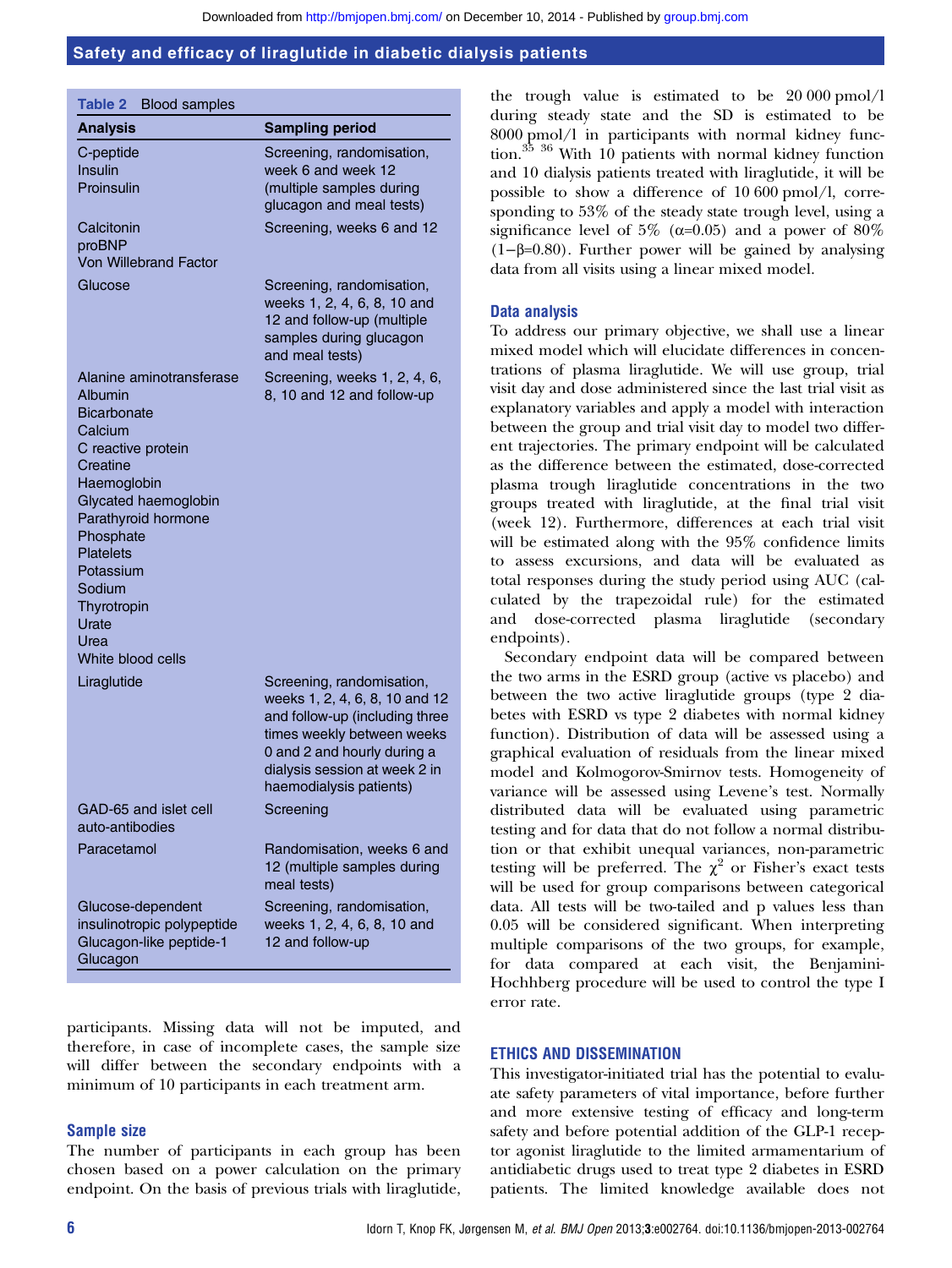**Table 2** Blood samples

| Analysis | Sampling period |
|---|---|
| C-peptide<br>Insulin<br>Proinsulin | Screening, randomisation, week 6 and week 12 (multiple samples during glucagon and meal tests) |
| Calcitonin<br>proBNP<br>Von Willebrand Factor | Screening, weeks 6 and 12 |
| Glucose | Screening, randomisation, weeks 1, 2, 4, 6, 8, 10 and 12 and follow-up (multiple samples during glucagon and meal tests) |
| Alanine aminotransferase<br>Albumin<br>Bicarbonate<br>Calcium<br>C reactive protein<br>Creatine<br>Haemoglobin<br>Glycated haemoglobin<br>Parathyroid hormone<br>Phosphate<br>Platelets<br>Potassium<br>Sodium<br>Thyrotropin<br>Urate<br>Urea<br>White blood cells | Screening, weeks 1, 2, 4, 6, 8, 10 and 12 and follow-up |
| Liraglutide | Screening, randomisation, weeks 1, 2, 4, 6, 8, 10 and 12 and follow-up (including three times weekly between weeks 0 and 2 and hourly during a dialysis session at week 2 in haemodialysis patients) |
| GAD-65 and islet cell auto-antibodies | Screening |
| Paracetamol | Randomisation, weeks 6 and 12 (multiple samples during meal tests) |
| Glucose-dependent insulinotropic polypeptide<br>Glucagon-like peptide-1<br>Glucagon | Screening, randomisation, weeks 1, 2, 4, 6, 8, 10 and 12 and follow-up |

participants. Missing data will not be imputed, and therefore, in case of incomplete cases, the sample size will differ between the secondary endpoints with a minimum of 10 participants in each treatment arm.

### Sample size

The number of participants in each group has been chosen based on a power calculation on the primary endpoint. On the basis of previous trials with liraglutide, the trough value is estimated to be 20 000 pmol/l during steady state and the SD is estimated to be 8000 pmol/l in participants with normal kidney function.[35 36] With 10 patients with normal kidney function and 10 dialysis patients treated with liraglutide, it will be possible to show a difference of 10 600 pmol/l, corresponding to 53% of the steady state trough level, using a significance level of 5% ($\alpha$=0.05) and a power of 80% ($1-\beta$=0.80). Further power will be gained by analysing data from all visits using a linear mixed model.

### Data analysis

To address our primary objective, we shall use a linear mixed model which will elucidate differences in concentrations of plasma liraglutide. We will use group, trial visit day and dose administered since the last trial visit as explanatory variables and apply a model with interaction between the group and trial visit day to model two different trajectories. The primary endpoint will be calculated as the difference between the estimated, dose-corrected plasma trough liraglutide concentrations in the two groups treated with liraglutide, at the final trial visit (week 12). Furthermore, differences at each trial visit will be estimated along with the 95% confidence limits to assess excursions, and data will be evaluated as total responses during the study period using AUC (calculated by the trapezoidal rule) for the estimated and dose-corrected plasma liraglutide (secondary endpoints).

Secondary endpoint data will be compared between the two arms in the ESRD group (active vs placebo) and between the two active liraglutide groups (type 2 diabetes with ESRD vs type 2 diabetes with normal kidney function). Distribution of data will be assessed using a graphical evaluation of residuals from the linear mixed model and Kolmogorov-Smirnov tests. Homogeneity of variance will be assessed using Levene's test. Normally distributed data will be evaluated using parametric testing and for data that do not follow a normal distribution or that exhibit unequal variances, non-parametric testing will be preferred. The $\chi^2$ or Fisher's exact tests will be used for group comparisons between categorical data. All tests will be two-tailed and p values less than 0.05 will be considered significant. When interpreting multiple comparisons of the two groups, for example, for data compared at each visit, the Benjamini-Hochhberg procedure will be used to control the type I error rate.

## ETHICS AND DISSEMINATION

This investigator-initiated trial has the potential to evaluate safety parameters of vital importance, before further and more extensive testing of efficacy and long-term safety and before potential addition of the GLP-1 receptor agonist liraglutide to the limited armamentarium of antidiabetic drugs used to treat type 2 diabetes in ESRD patients. The limited knowledge available does not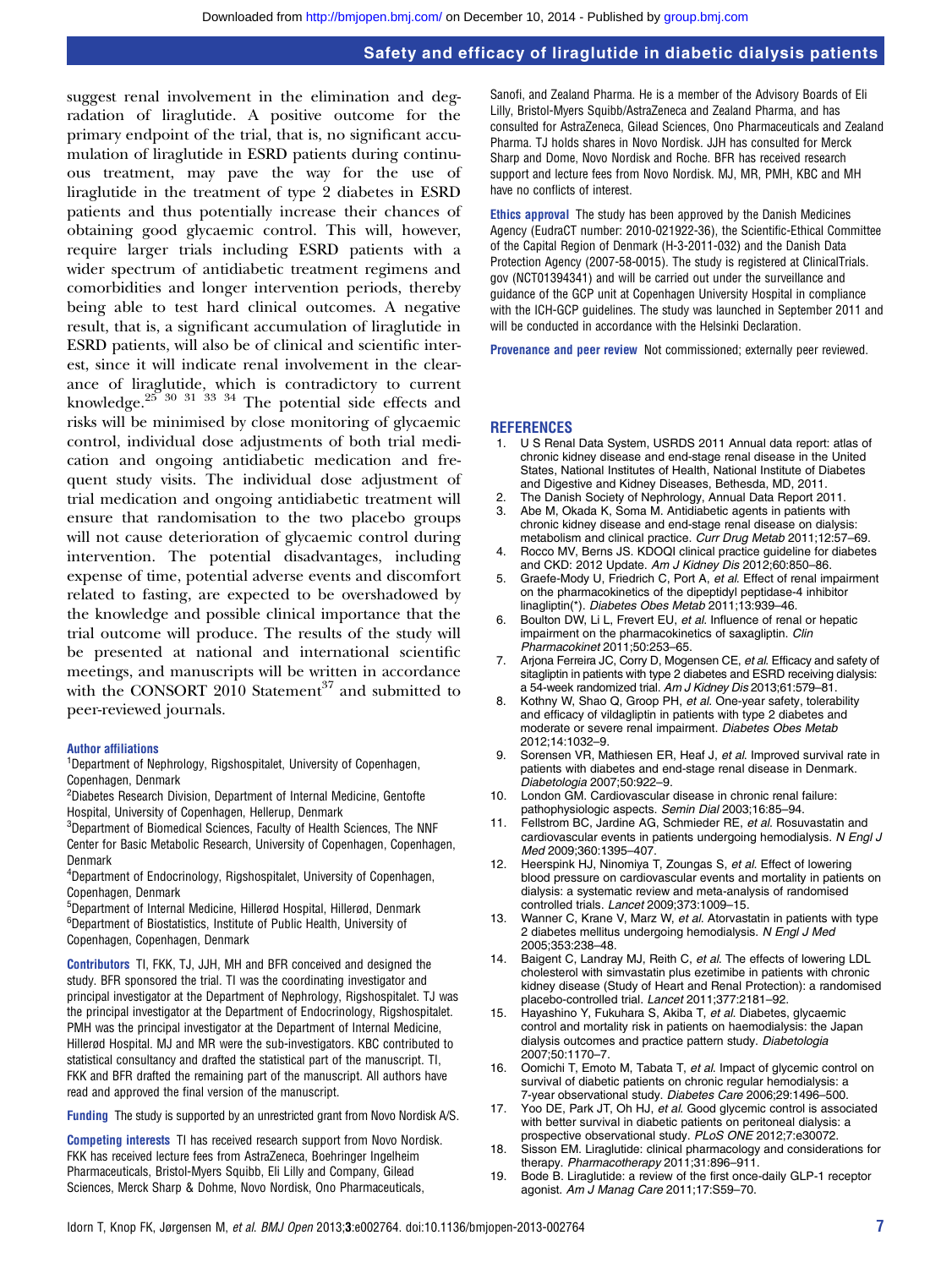suggest renal involvement in the elimination and degradation of liraglutide. A positive outcome for the primary endpoint of the trial, that is, no significant accumulation of liraglutide in ESRD patients during continuous treatment, may pave the way for the use of liraglutide in the treatment of type 2 diabetes in ESRD patients and thus potentially increase their chances of obtaining good glycaemic control. This will, however, require larger trials including ESRD patients with a wider spectrum of antidiabetic treatment regimens and comorbidities and longer intervention periods, thereby being able to test hard clinical outcomes. A negative result, that is, a significant accumulation of liraglutide in ESRD patients, will also be of clinical and scientific interest, since it will indicate renal involvement in the clearance of liraglutide, which is contradictory to current knowledge.[25 30 31 33 34] The potential side effects and risks will be minimised by close monitoring of glycaemic control, individual dose adjustments of both trial medication and ongoing antidiabetic medication and frequent study visits. The individual dose adjustment of trial medication and ongoing antidiabetic treatment will ensure that randomisation to the two placebo groups will not cause deterioration of glycaemic control during intervention. The potential disadvantages, including expense of time, potential adverse events and discomfort related to fasting, are expected to be overshadowed by the knowledge and possible clinical importance that the trial outcome will produce. The results of the study will be presented at national and international scientific meetings, and manuscripts will be written in accordance with the CONSORT 2010 Statement[37] and submitted to peer-reviewed journals.

**Author affiliations**
[1]Department of Nephrology, Rigshospitalet, University of Copenhagen, Copenhagen, Denmark
[2]Diabetes Research Division, Department of Internal Medicine, Gentofte Hospital, University of Copenhagen, Hellerup, Denmark
[3]Department of Biomedical Sciences, Faculty of Health Sciences, The NNF Center for Basic Metabolic Research, University of Copenhagen, Copenhagen, Denmark
[4]Department of Endocrinology, Rigshospitalet, University of Copenhagen, Copenhagen, Denmark
[5]Department of Internal Medicine, Hillerød Hospital, Hillerød, Denmark
[6]Department of Biostatistics, Institute of Public Health, University of Copenhagen, Copenhagen, Denmark

**Contributors** TI, FKK, TJ, JJH, MH and BFR conceived and designed the study. BFR sponsored the trial. TI was the coordinating investigator and principal investigator at the Department of Nephrology, Rigshospitalet. TJ was the principal investigator at the Department of Endocrinology, Rigshospitalet. PMH was the principal investigator at the Department of Internal Medicine, Hillerød Hospital. MJ and MR were the sub-investigators. KBC contributed to statistical consultancy and drafted the statistical part of the manuscript. TI, FKK and BFR drafted the remaining part of the manuscript. All authors have read and approved the final version of the manuscript.

**Funding** The study is supported by an unrestricted grant from Novo Nordisk A/S.

**Competing interests** TI has received research support from Novo Nordisk. FKK has received lecture fees from AstraZeneca, Boehringer Ingelheim Pharmaceuticals, Bristol-Myers Squibb, Eli Lilly and Company, Gilead Sciences, Merck Sharp & Dohme, Novo Nordisk, Ono Pharmaceuticals, Sanofi, and Zealand Pharma. He is a member of the Advisory Boards of Eli Lilly, Bristol-Myers Squibb/AstraZeneca and Zealand Pharma, and has consulted for AstraZeneca, Gilead Sciences, Ono Pharmaceuticals and Zealand Pharma. TJ holds shares in Novo Nordisk. JJH has consulted for Merck Sharp and Dome, Novo Nordisk and Roche. BFR has received research support and lecture fees from Novo Nordisk. MJ, MR, PMH, KBC and MH have no conflicts of interest.

**Ethics approval** The study has been approved by the Danish Medicines Agency (EudraCT number: 2010-021922-36), the Scientific-Ethical Committee of the Capital Region of Denmark (H-3-2011-032) and the Danish Data Protection Agency (2007-58-0015). The study is registered at ClinicalTrials.gov (NCT01394341) and will be carried out under the surveillance and guidance of the GCP unit at Copenhagen University Hospital in compliance with the ICH-GCP guidelines. The study was launched in September 2011 and will be conducted in accordance with the Helsinki Declaration.

**Provenance and peer review** Not commissioned; externally peer reviewed.

## REFERENCES

1. U S Renal Data System, USRDS 2011 Annual data report: atlas of chronic kidney disease and end-stage renal disease in the United States, National Institutes of Health, National Institute of Diabetes and Digestive and Kidney Diseases, Bethesda, MD, 2011.
2. The Danish Society of Nephrology, Annual Data Report 2011.
3. Abe M, Okada K, Soma M. Antidiabetic agents in patients with chronic kidney disease and end-stage renal disease on dialysis: metabolism and clinical practice. *Curr Drug Metab* 2011;12:57–69.
4. Rocco MV, Berns JS. KDOQI clinical practice guideline for diabetes and CKD: 2012 Update. *Am J Kidney Dis* 2012;60:850–86.
5. Graefe-Mody U, Friedrich C, Port A, *et al*. Effect of renal impairment on the pharmacokinetics of the dipeptidyl peptidase-4 inhibitor linagliptin(*). *Diabetes Obes Metab* 2011;13:939–46.
6. Boulton DW, Li L, Frevert EU, *et al*. Influence of renal or hepatic impairment on the pharmacokinetics of saxagliptin. *Clin Pharmacokinet* 2011;50:253–65.
7. Arjona Ferreira JC, Corry D, Mogensen CE, *et al*. Efficacy and safety of sitagliptin in patients with type 2 diabetes and ESRD receiving dialysis: a 54-week randomized trial. *Am J Kidney Dis* 2013;61:579–81.
8. Kothny W, Shao Q, Groop PH, *et al*. One-year safety, tolerability and efficacy of vildagliptin in patients with type 2 diabetes and moderate or severe renal impairment. *Diabetes Obes Metab* 2012;14:1032–9.
9. Sorensen VR, Mathiesen ER, Heaf J, *et al*. Improved survival rate in patients with diabetes and end-stage renal disease in Denmark. *Diabetologia* 2007;50:922–9.
10. London GM. Cardiovascular disease in chronic renal failure: pathophysiologic aspects. *Semin Dial* 2003;16:85–94.
11. Fellstrom BC, Jardine AG, Schmieder RE, *et al*. Rosuvastatin and cardiovascular events in patients undergoing hemodialysis. *N Engl J Med* 2009;360:1395–407.
12. Heerspink HJ, Ninomiya T, Zoungas S, *et al*. Effect of lowering blood pressure on cardiovascular events and mortality in patients on dialysis: a systematic review and meta-analysis of randomised controlled trials. *Lancet* 2009;373:1009–15.
13. Wanner C, Krane V, Marz W, *et al*. Atorvastatin in patients with type 2 diabetes mellitus undergoing hemodialysis. *N Engl J Med* 2005;353:238–48.
14. Baigent C, Landray MJ, Reith C, *et al*. The effects of lowering LDL cholesterol with simvastatin plus ezetimibe in patients with chronic kidney disease (Study of Heart and Renal Protection): a randomised placebo-controlled trial. *Lancet* 2011;377:2181–92.
15. Hayashino Y, Fukuhara S, Akiba T, *et al*. Diabetes, glycaemic control and mortality risk in patients on haemodialysis: the Japan dialysis outcomes and practice pattern study. *Diabetologia* 2007;50:1170–7.
16. Oomichi T, Emoto M, Tabata T, *et al*. Impact of glycemic control on survival of diabetic patients on chronic regular hemodialysis: a 7-year observational study. *Diabetes Care* 2006;29:1496–500.
17. Yoo DE, Park JT, Oh HJ, *et al*. Good glycemic control is associated with better survival in diabetic patients on peritoneal dialysis: a prospective observational study. *PLoS ONE* 2012;7:e30072.
18. Sisson EM. Liraglutide: clinical pharmacology and considerations for therapy. *Pharmacotherapy* 2011;31:896–911.
19. Bode B. Liraglutide: a review of the first once-daily GLP-1 receptor agonist. *Am J Manag Care* 2011;17:S59–70.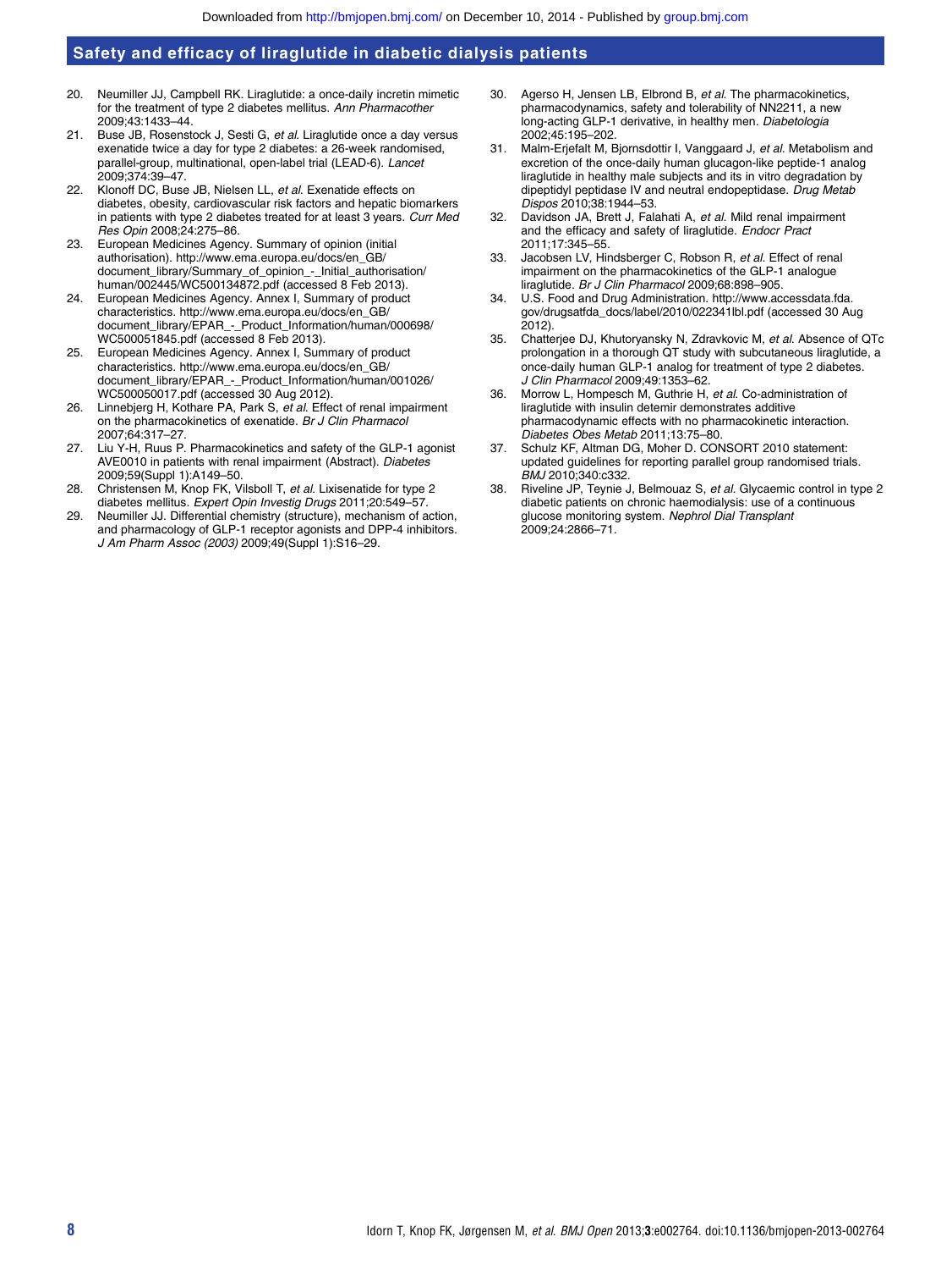20. Neumiller JJ, Campbell RK. Liraglutide: a once-daily incretin mimetic for the treatment of type 2 diabetes mellitus. *Ann Pharmacother* 2009;43:1433–44.
21. Buse JB, Rosenstock J, Sesti G, *et al*. Liraglutide once a day versus exenatide twice a day for type 2 diabetes: a 26-week randomised, parallel-group, multinational, open-label trial (LEAD-6). *Lancet* 2009;374:39–47.
22. Klonoff DC, Buse JB, Nielsen LL, *et al*. Exenatide effects on diabetes, obesity, cardiovascular risk factors and hepatic biomarkers in patients with type 2 diabetes treated for at least 3 years. *Curr Med Res Opin* 2008;24:275–86.
23. European Medicines Agency. Summary of opinion (initial authorisation). http://www.ema.europa.eu/docs/en_GB/document_library/Summary_of_opinion_-_Initial_authorisation/human/002445/WC500134872.pdf (accessed 8 Feb 2013).
24. European Medicines Agency. Annex I, Summary of product characteristics. http://www.ema.europa.eu/docs/en_GB/document_library/EPAR_-_Product_Information/human/000698/WC500051845.pdf (accessed 8 Feb 2013).
25. European Medicines Agency. Annex I, Summary of product characteristics. http://www.ema.europa.eu/docs/en_GB/document_library/EPAR_-_Product_Information/human/001026/WC500050017.pdf (accessed 30 Aug 2012).
26. Linnebjerg H, Kothare PA, Park S, *et al*. Effect of renal impairment on the pharmacokinetics of exenatide. *Br J Clin Pharmacol* 2007;64:317–27.
27. Liu Y-H, Ruus P. Pharmacokinetics and safety of the GLP-1 agonist AVE0010 in patients with renal impairment (Abstract). *Diabetes* 2009;59(Suppl 1):A149–50.
28. Christensen M, Knop FK, Vilsboll T, *et al*. Lixisenatide for type 2 diabetes mellitus. *Expert Opin Investig Drugs* 2011;20:549–57.
29. Neumiller JJ. Differential chemistry (structure), mechanism of action, and pharmacology of GLP-1 receptor agonists and DPP-4 inhibitors. *J Am Pharm Assoc (2003)* 2009;49(Suppl 1):S16–29.
30. Agerso H, Jensen LB, Elbrond B, *et al*. The pharmacokinetics, pharmacodynamics, safety and tolerability of NN2211, a new long-acting GLP-1 derivative, in healthy men. *Diabetologia* 2002;45:195–202.
31. Malm-Erjefalt M, Bjornsdottir I, Vanggaard J, *et al*. Metabolism and excretion of the once-daily human glucagon-like peptide-1 analog liraglutide in healthy male subjects and its in vitro degradation by dipeptidyl peptidase IV and neutral endopeptidase. *Drug Metab Dispos* 2010;38:1944–53.
32. Davidson JA, Brett J, Falahati A, *et al*. Mild renal impairment and the efficacy and safety of liraglutide. *Endocr Pract* 2011;17:345–55.
33. Jacobsen LV, Hindsberger C, Robson R, *et al*. Effect of renal impairment on the pharmacokinetics of the GLP-1 analogue liraglutide. *Br J Clin Pharmacol* 2009;68:898–905.
34. U.S. Food and Drug Administration. http://www.accessdata.fda.gov/drugsatfda_docs/label/2010/022341lbl.pdf (accessed 30 Aug 2012).
35. Chatterjee DJ, Khutoryansky N, Zdravkovic M, *et al*. Absence of QTc prolongation in a thorough QT study with subcutaneous liraglutide, a once-daily human GLP-1 analog for treatment of type 2 diabetes. *J Clin Pharmacol* 2009;49:1353–62.
36. Morrow L, Hompesch M, Guthrie H, *et al*. Co-administration of liraglutide with insulin detemir demonstrates additive pharmacodynamic effects with no pharmacokinetic interaction. *Diabetes Obes Metab* 2011;13:75–80.
37. Schulz KF, Altman DG, Moher D. CONSORT 2010 statement: updated guidelines for reporting parallel group randomised trials. *BMJ* 2010;340:c332.
38. Riveline JP, Teynie J, Belmouaz S, *et al*. Glycaemic control in type 2 diabetic patients on chronic haemodialysis: use of a continuous glucose monitoring system. *Nephrol Dial Transplant* 2009;24:2866–71.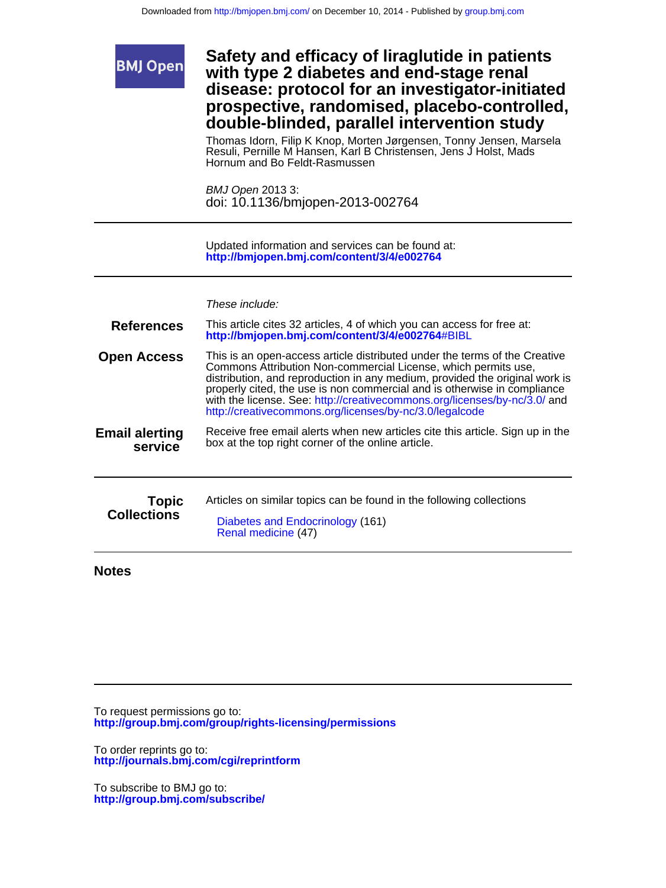Downloaded from http://bmjopen.bmj.com/ on December 10, 2014 - Published by group.bmj.com

BMJ Open

# Safety and efficacy of liraglutide in patients with type 2 diabetes and end-stage renal disease: protocol for an investigator-initiated prospective, randomised, placebo-controlled, double-blinded, parallel intervention study

Thomas Idorn, Filip K Knop, Morten Jørgensen, Tonny Jensen, Marsela Resuli, Pernille M Hansen, Karl B Christensen, Jens J Holst, Mads Hornum and Bo Feldt-Rasmussen

*BMJ Open* 2013 3:
doi: 10.1136/bmjopen-2013-002764

Updated information and services can be found at:
**http://bmjopen.bmj.com/content/3/4/e002764**

*These include:*

**References**

This article cites 32 articles, 4 of which you can access for free at:
**http://bmjopen.bmj.com/content/3/4/e002764**#BIBL

**Open Access**

This is an open-access article distributed under the terms of the Creative Commons Attribution Non-commercial License, which permits use, distribution, and reproduction in any medium, provided the original work is properly cited, the use is non commercial and is otherwise in compliance with the license. See: http://creativecommons.org/licenses/by-nc/3.0/ and http://creativecommons.org/licenses/by-nc/3.0/legalcode

**Email alerting service**

Receive free email alerts when new articles cite this article. Sign up in the box at the top right corner of the online article.

**Topic Collections**

Articles on similar topics can be found in the following collections

Diabetes and Endocrinology (161)
Renal medicine (47)

## Notes

To request permissions go to:
**http://group.bmj.com/group/rights-licensing/permissions**

To order reprints go to:
**http://journals.bmj.com/cgi/reprintform**

To subscribe to BMJ go to:
**http://group.bmj.com/subscribe/**